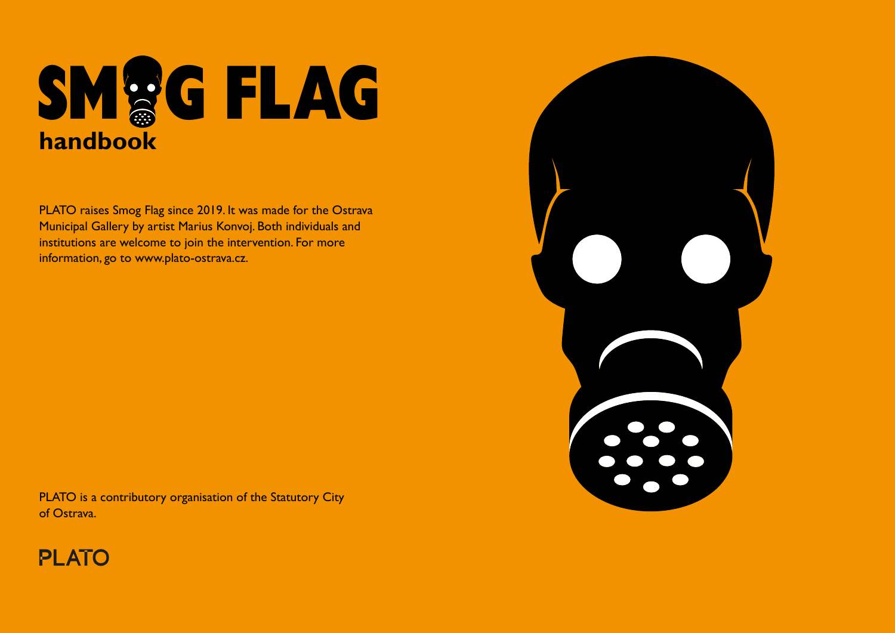# SMOG FLAG

## handbook

PLATO raises Smog Flag since 2019. It was made for the Ostrava Municipal Gallery by artist Marius Konvoj. Both individuals and institutions are welcome to join the intervention. For more information, go to www.plato-ostrava.cz.

PLATO is a contributory organisation of the Statutory City of Ostrava.

PLATO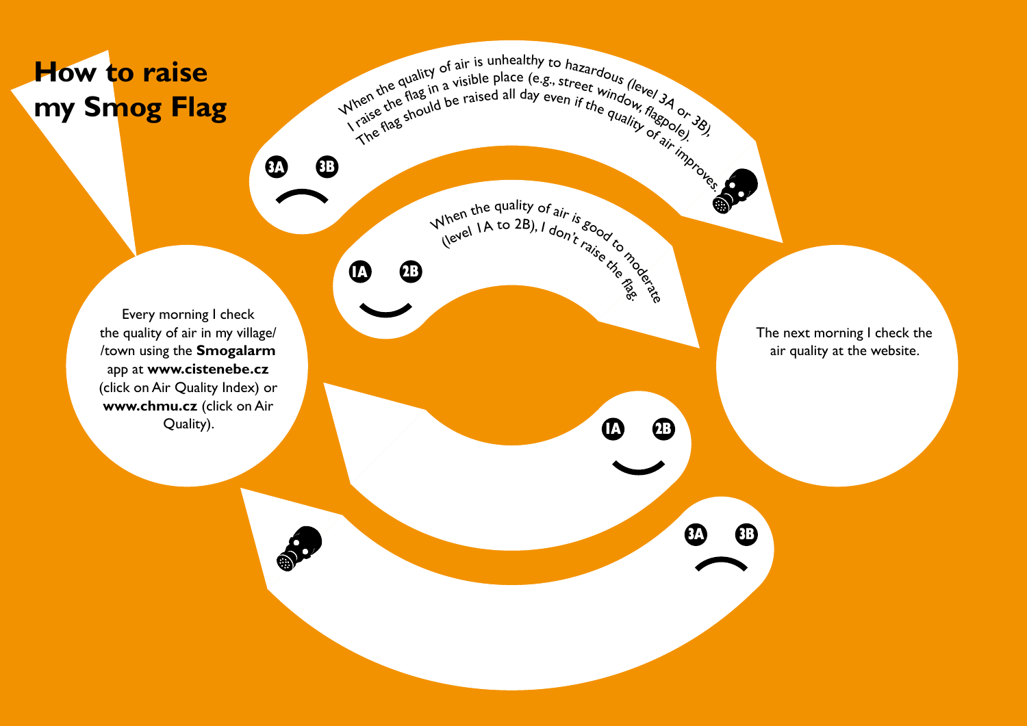# How to raise my Smog Flag

Every morning I check the quality of air in my village/ /town using the **Smogalarm** app at **www.cistenebe.cz** (click on Air Quality Index) or **www.chmu.cz** (click on Air Quality).

When the quality of air is unhealthy to hazardous (level 3A or 3B), I raise the flag in a visible place (e.g., street window, flagpole). The flag should be raised all day even if the quality of air improves.

3A 3B

When the quality of air is good to moderate (level 1A to 2B), I don't raise the flag.

1A 2B

The next morning I check the air quality at the website.

1A 2B

3A 3B